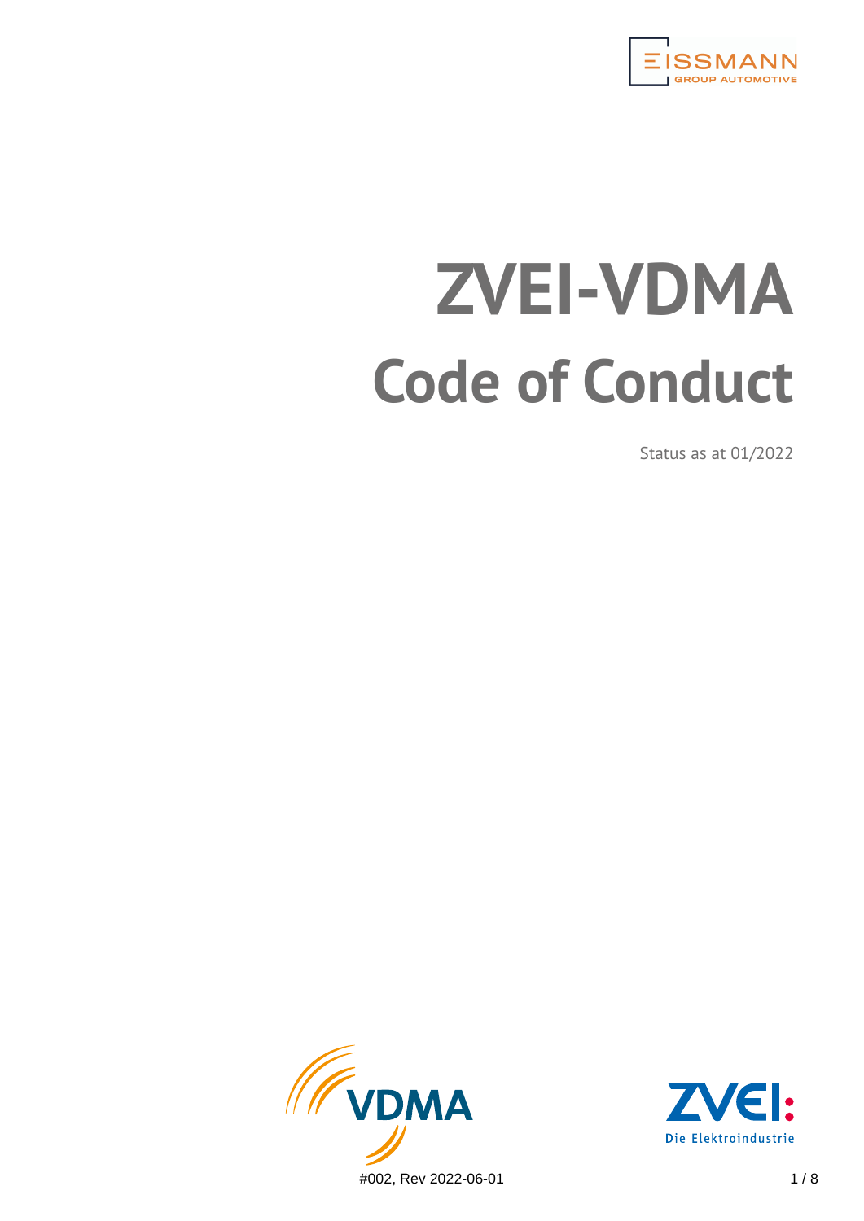# ZVEI-VDMA Code of Conduct

Status as at 01/2022

#002, Rev 2022-06-01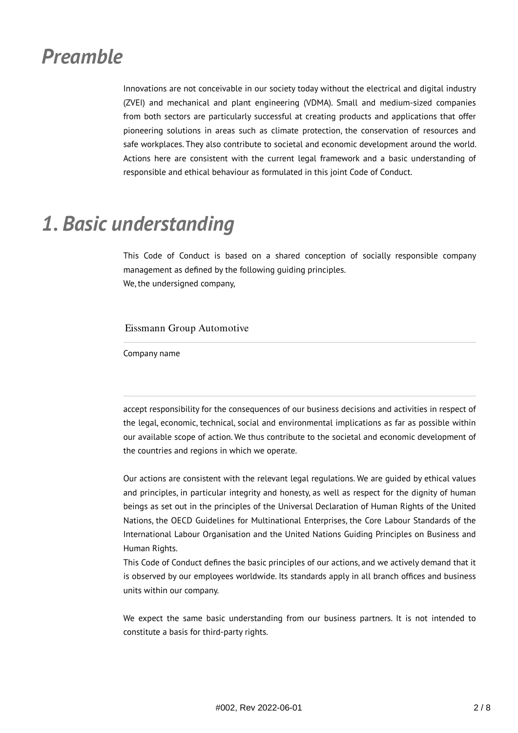# *Preamble*

Innovations are not conceivable in our society today without the electrical and digital industry (ZVEI) and mechanical and plant engineering (VDMA). Small and medium-sized companies from both sectors are particularly successful at creating products and applications that offer pioneering solutions in areas such as climate protection, the conservation of resources and safe workplaces. They also contribute to societal and economic development around the world. Actions here are consistent with the current legal framework and a basic understanding of responsible and ethical behaviour as formulated in this joint Code of Conduct.

# *1. Basic understanding*

This Code of Conduct is based on a shared conception of socially responsible company management as defined by the following guiding principles.
We, the undersigned company,

Eissmann Group Automotive

Company name

accept responsibility for the consequences of our business decisions and activities in respect of the legal, economic, technical, social and environmental implications as far as possible within our available scope of action. We thus contribute to the societal and economic development of the countries and regions in which we operate.

Our actions are consistent with the relevant legal regulations. We are guided by ethical values and principles, in particular integrity and honesty, as well as respect for the dignity of human beings as set out in the principles of the Universal Declaration of Human Rights of the United Nations, the OECD Guidelines for Multinational Enterprises, the Core Labour Standards of the International Labour Organisation and the United Nations Guiding Principles on Business and Human Rights.
This Code of Conduct defines the basic principles of our actions, and we actively demand that it is observed by our employees worldwide. Its standards apply in all branch offices and business units within our company.

We expect the same basic understanding from our business partners. It is not intended to constitute a basis for third-party rights.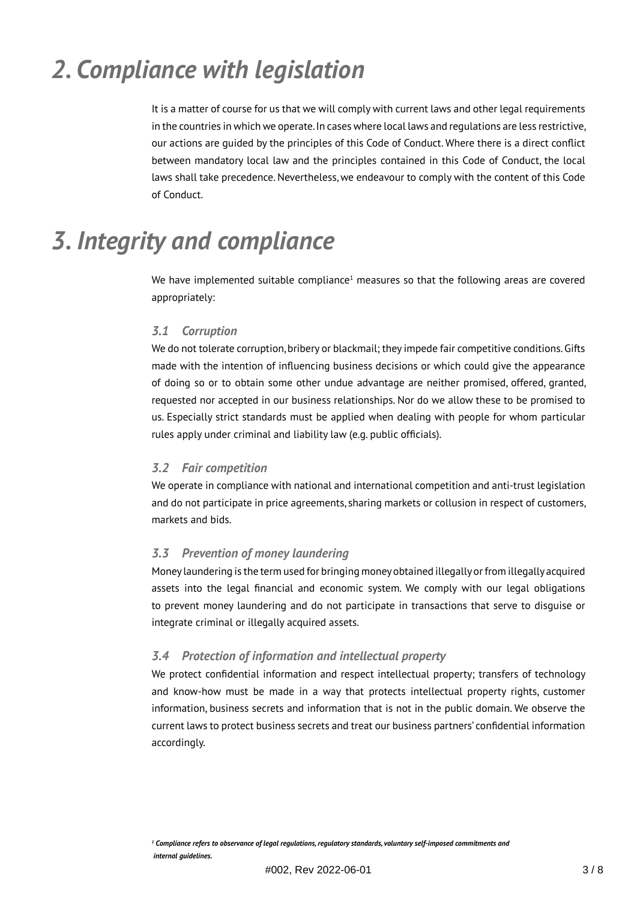# *2. Compliance with legislation*

It is a matter of course for us that we will comply with current laws and other legal requirements in the countries in which we operate. In cases where local laws and regulations are less restrictive, our actions are guided by the principles of this Code of Conduct. Where there is a direct conflict between mandatory local law and the principles contained in this Code of Conduct, the local laws shall take precedence. Nevertheless, we endeavour to comply with the content of this Code of Conduct.

# *3. Integrity and compliance*

We have implemented suitable compliance[1] measures so that the following areas are covered appropriately:

### *3.1 Corruption*

We do not tolerate corruption, bribery or blackmail; they impede fair competitive conditions. Gifts made with the intention of influencing business decisions or which could give the appearance of doing so or to obtain some other undue advantage are neither promised, offered, granted, requested nor accepted in our business relationships. Nor do we allow these to be promised to us. Especially strict standards must be applied when dealing with people for whom particular rules apply under criminal and liability law (e.g. public officials).

### *3.2 Fair competition*

We operate in compliance with national and international competition and anti-trust legislation and do not participate in price agreements, sharing markets or collusion in respect of customers, markets and bids.

### *3.3 Prevention of money laundering*

Money laundering is the term used for bringing money obtained illegally or from illegally acquired assets into the legal financial and economic system. We comply with our legal obligations to prevent money laundering and do not participate in transactions that serve to disguise or integrate criminal or illegally acquired assets.

### *3.4 Protection of information and intellectual property*

We protect confidential information and respect intellectual property; transfers of technology and know-how must be made in a way that protects intellectual property rights, customer information, business secrets and information that is not in the public domain. We observe the current laws to protect business secrets and treat our business partners' confidential information accordingly.

***[1] Compliance refers to observance of legal regulations, regulatory standards, voluntary self-imposed commitments and internal guidelines.***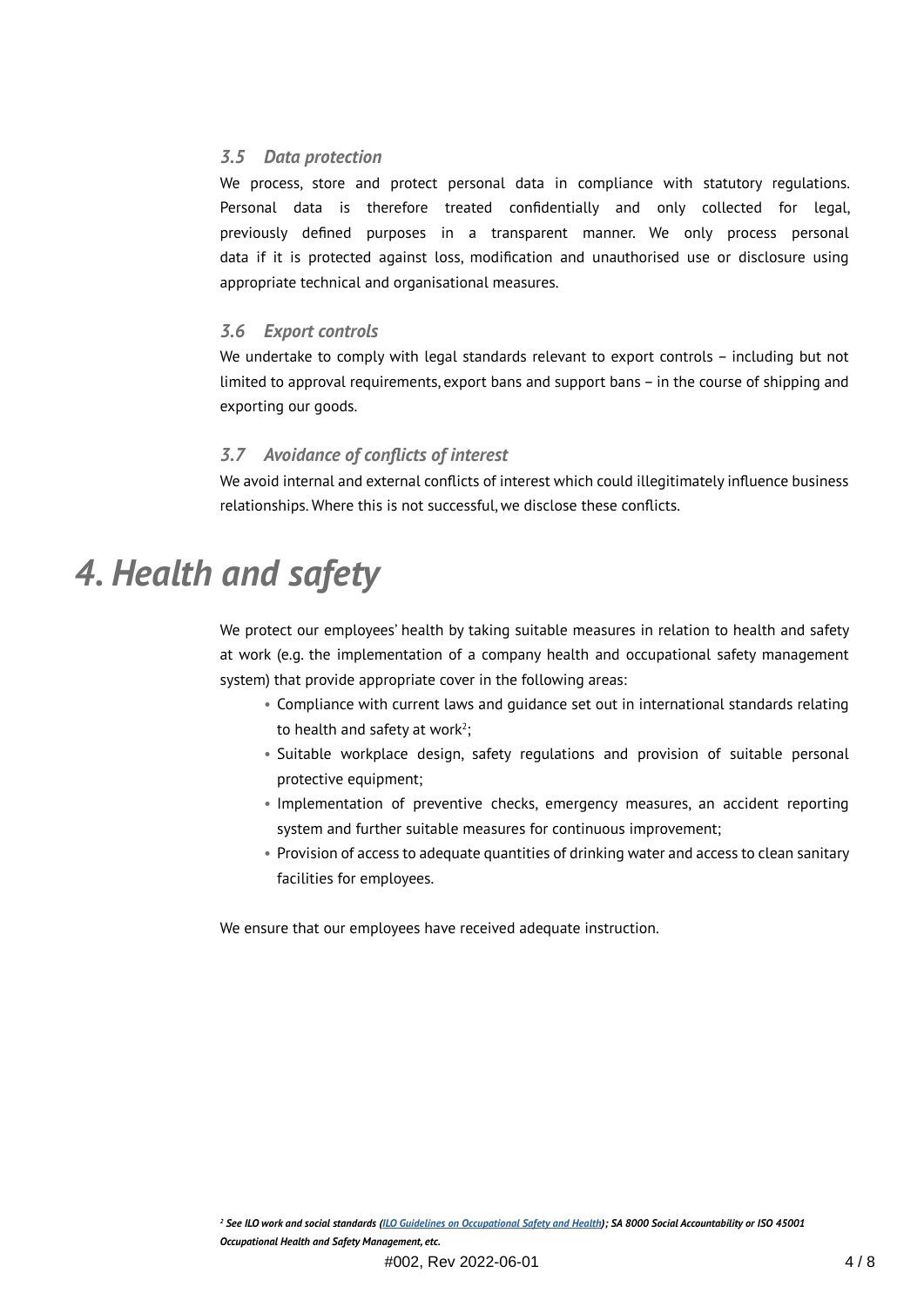### *3.5 Data protection*

We process, store and protect personal data in compliance with statutory regulations. Personal data is therefore treated confidentially and only collected for legal, previously defined purposes in a transparent manner. We only process personal data if it is protected against loss, modification and unauthorised use or disclosure using appropriate technical and organisational measures.

### *3.6 Export controls*

We undertake to comply with legal standards relevant to export controls – including but not limited to approval requirements, export bans and support bans – in the course of shipping and exporting our goods.

### *3.7 Avoidance of conflicts of interest*

We avoid internal and external conflicts of interest which could illegitimately influence business relationships. Where this is not successful, we disclose these conflicts.

# *4. Health and safety*

We protect our employees' health by taking suitable measures in relation to health and safety at work (e.g. the implementation of a company health and occupational safety management system) that provide appropriate cover in the following areas:

- Compliance with current laws and guidance set out in international standards relating to health and safety at work[2];
- Suitable workplace design, safety regulations and provision of suitable personal protective equipment;
- Implementation of preventive checks, emergency measures, an accident reporting system and further suitable measures for continuous improvement;
- Provision of access to adequate quantities of drinking water and access to clean sanitary facilities for employees.

We ensure that our employees have received adequate instruction.

***[2] See ILO work and social standards (ILO Guidelines on Occupational Safety and Health); SA 8000 Social Accountability or ISO 45001 Occupational Health and Safety Management, etc.***

#002, Rev 2022-06-01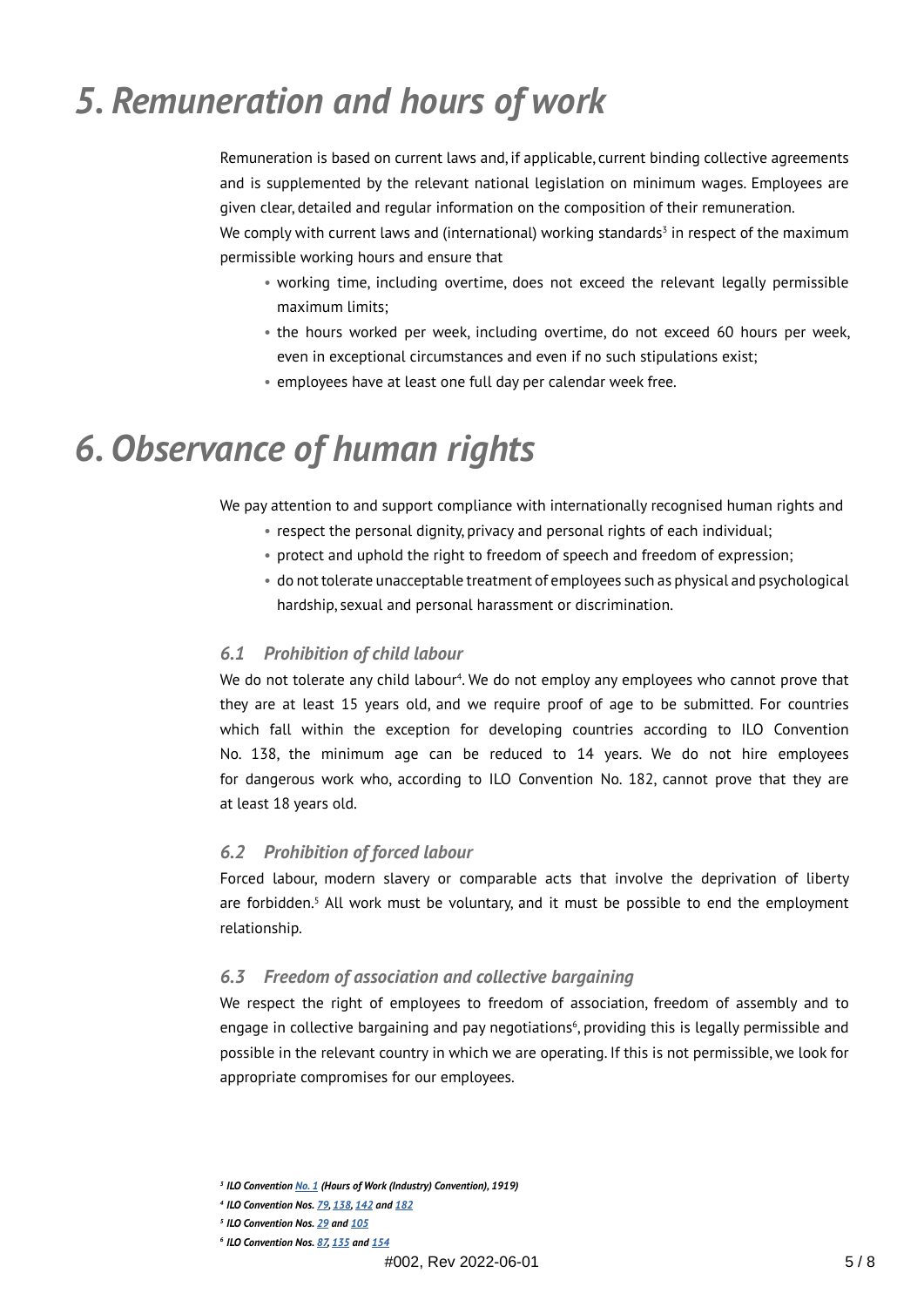# *5. Remuneration and hours of work*

Remuneration is based on current laws and, if applicable, current binding collective agreements and is supplemented by the relevant national legislation on minimum wages. Employees are given clear, detailed and regular information on the composition of their remuneration.
We comply with current laws and (international) working standards[3] in respect of the maximum permissible working hours and ensure that

- working time, including overtime, does not exceed the relevant legally permissible maximum limits;
- the hours worked per week, including overtime, do not exceed 60 hours per week, even in exceptional circumstances and even if no such stipulations exist;
- employees have at least one full day per calendar week free.

# *6. Observance of human rights*

We pay attention to and support compliance with internationally recognised human rights and

- respect the personal dignity, privacy and personal rights of each individual;
- protect and uphold the right to freedom of speech and freedom of expression;
- do not tolerate unacceptable treatment of employees such as physical and psychological hardship, sexual and personal harassment or discrimination.

## *6.1 Prohibition of child labour*

We do not tolerate any child labour[4]. We do not employ any employees who cannot prove that they are at least 15 years old, and we require proof of age to be submitted. For countries which fall within the exception for developing countries according to ILO Convention No. 138, the minimum age can be reduced to 14 years. We do not hire employees for dangerous work who, according to ILO Convention No. 182, cannot prove that they are at least 18 years old.

## *6.2 Prohibition of forced labour*

Forced labour, modern slavery or comparable acts that involve the deprivation of liberty are forbidden.[5] All work must be voluntary, and it must be possible to end the employment relationship.

## *6.3 Freedom of association and collective bargaining*

We respect the right of employees to freedom of association, freedom of assembly and to engage in collective bargaining and pay negotiations[6], providing this is legally permissible and possible in the relevant country in which we are operating. If this is not permissible, we look for appropriate compromises for our employees.

[3] *ILO Convention No. 1 (Hours of Work (Industry) Convention), 1919)*
[4] *ILO Convention Nos. 79, 138, 142 and 182*
[5] *ILO Convention Nos. 29 and 105*
[6] *ILO Convention Nos. 87, 135 and 154*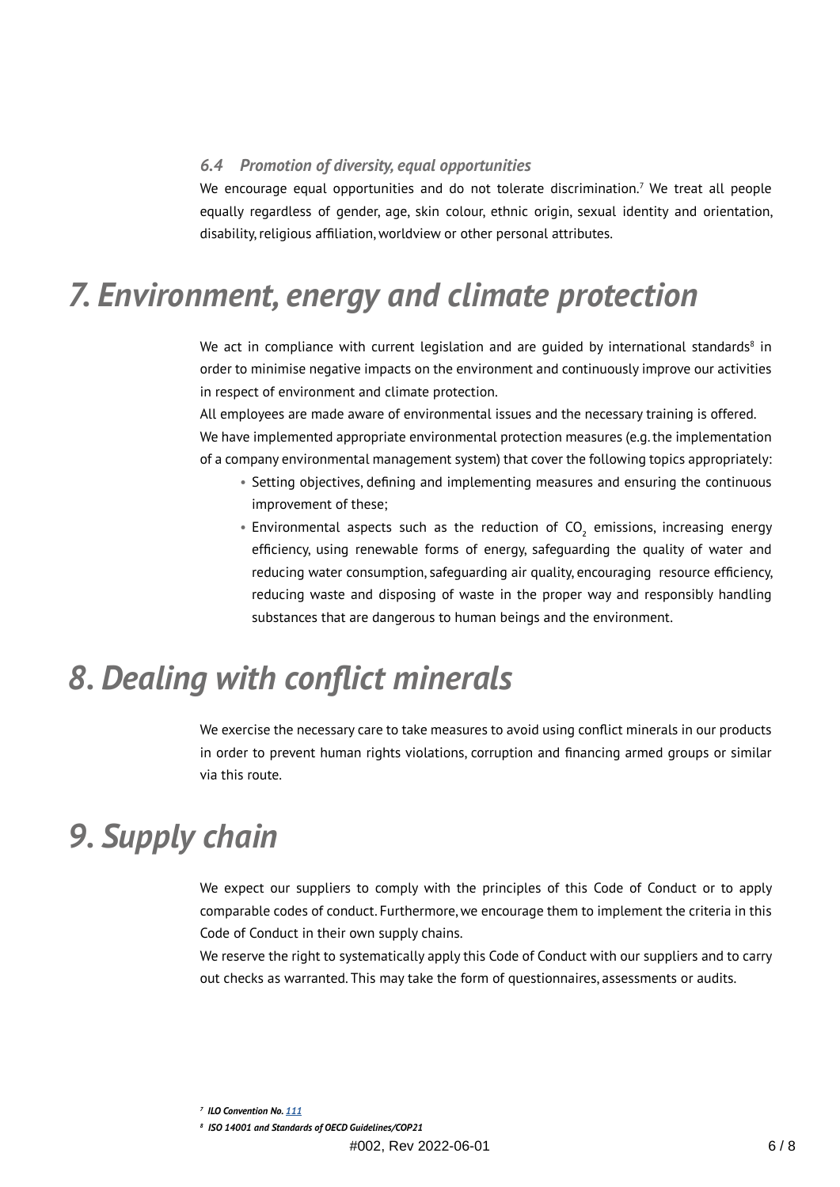### *6.4 Promotion of diversity, equal opportunities*

We encourage equal opportunities and do not tolerate discrimination.[7] We treat all people equally regardless of gender, age, skin colour, ethnic origin, sexual identity and orientation, disability, religious affiliation, worldview or other personal attributes.

# *7. Environment, energy and climate protection*

We act in compliance with current legislation and are guided by international standards[8] in order to minimise negative impacts on the environment and continuously improve our activities in respect of environment and climate protection.

All employees are made aware of environmental issues and the necessary training is offered.

We have implemented appropriate environmental protection measures (e.g. the implementation of a company environmental management system) that cover the following topics appropriately:

- Setting objectives, defining and implementing measures and ensuring the continuous improvement of these;
- Environmental aspects such as the reduction of $CO_2$ emissions, increasing energy efficiency, using renewable forms of energy, safeguarding the quality of water and reducing water consumption, safeguarding air quality, encouraging resource efficiency, reducing waste and disposing of waste in the proper way and responsibly handling substances that are dangerous to human beings and the environment.

# *8. Dealing with conflict minerals*

We exercise the necessary care to take measures to avoid using conflict minerals in our products in order to prevent human rights violations, corruption and financing armed groups or similar via this route.

# *9. Supply chain*

We expect our suppliers to comply with the principles of this Code of Conduct or to apply comparable codes of conduct. Furthermore, we encourage them to implement the criteria in this Code of Conduct in their own supply chains.

We reserve the right to systematically apply this Code of Conduct with our suppliers and to carry out checks as warranted. This may take the form of questionnaires, assessments or audits.

[7] *ILO Convention No. 111*

[8] *ISO 14001 and Standards of OECD Guidelines/COP21*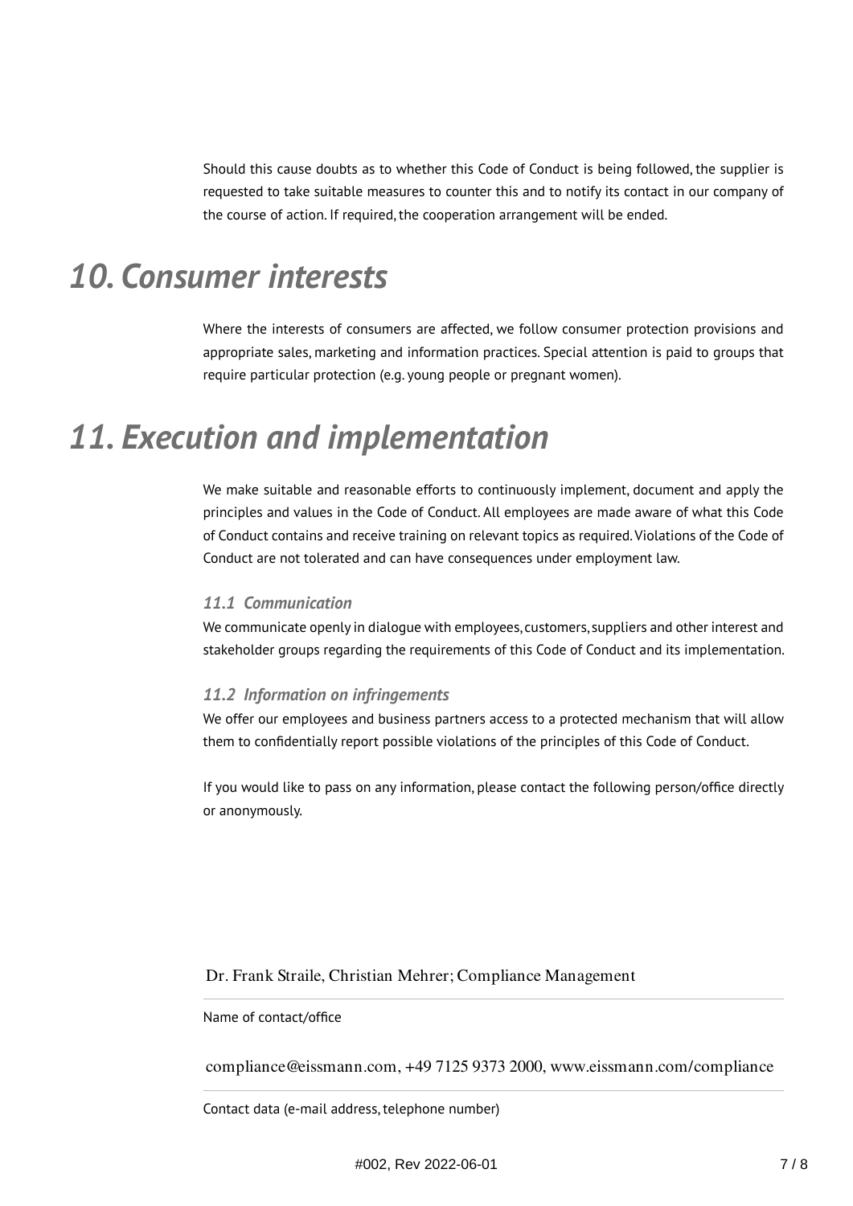Should this cause doubts as to whether this Code of Conduct is being followed, the supplier is requested to take suitable measures to counter this and to notify its contact in our company of the course of action. If required, the cooperation arrangement will be ended.

# *10. Consumer interests*

Where the interests of consumers are affected, we follow consumer protection provisions and appropriate sales, marketing and information practices. Special attention is paid to groups that require particular protection (e.g. young people or pregnant women).

# *11. Execution and implementation*

We make suitable and reasonable efforts to continuously implement, document and apply the principles and values in the Code of Conduct. All employees are made aware of what this Code of Conduct contains and receive training on relevant topics as required. Violations of the Code of Conduct are not tolerated and can have consequences under employment law.

### *11.1 Communication*

We communicate openly in dialogue with employees, customers, suppliers and other interest and stakeholder groups regarding the requirements of this Code of Conduct and its implementation.

### *11.2 Information on infringements*

We offer our employees and business partners access to a protected mechanism that will allow them to confidentially report possible violations of the principles of this Code of Conduct.

If you would like to pass on any information, please contact the following person/office directly or anonymously.

Dr. Frank Straile, Christian Mehrer; Compliance Management

Name of contact/office

compliance@eissmann.com, +49 7125 9373 2000, www.eissmann.com/compliance

Contact data (e-mail address, telephone number)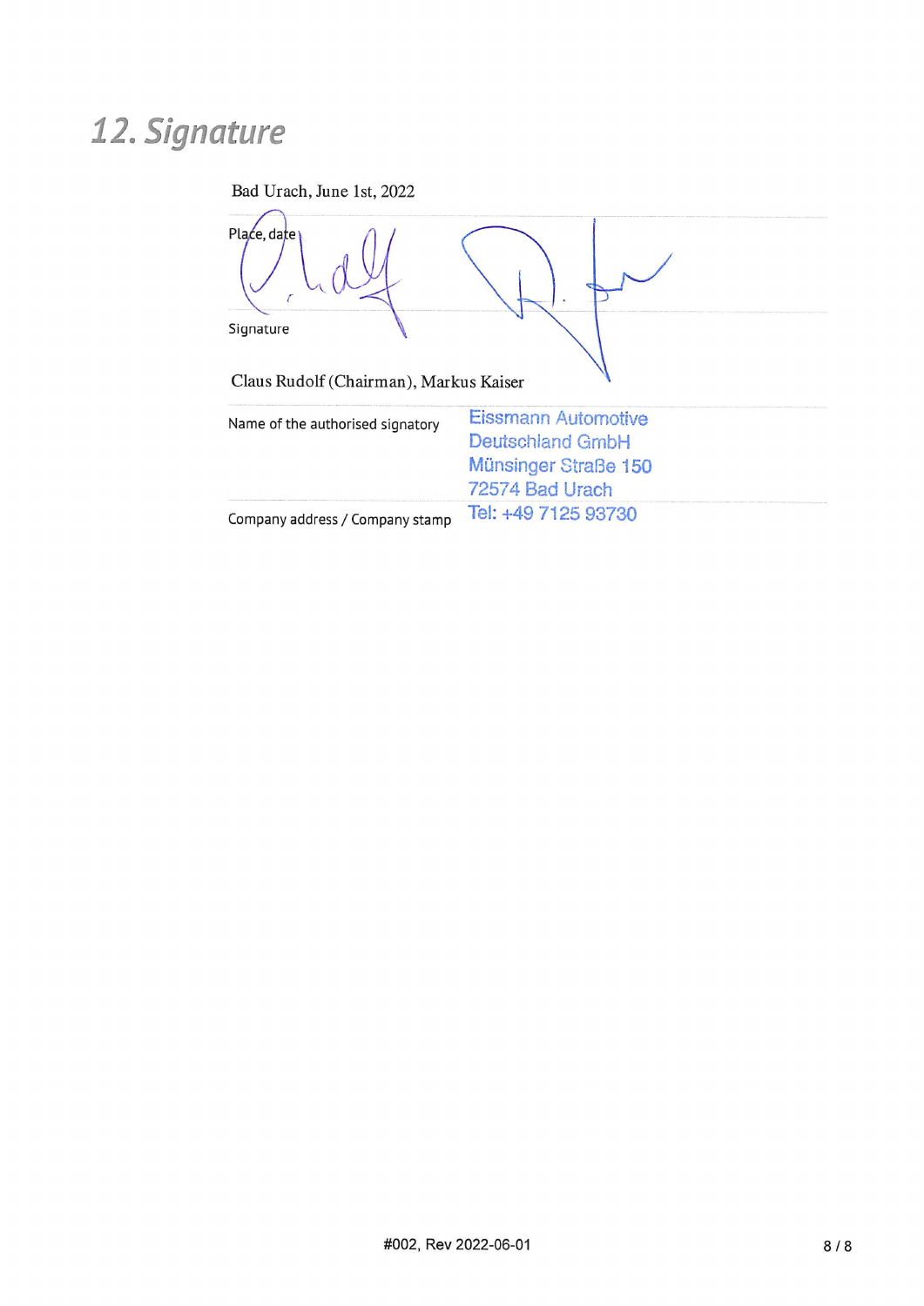# 12. Signature

Bad Urach, June 1st, 2022

Place, date

Signature

Claus Rudolf (Chairman), Markus Kaiser

Name of the authorised signatory

Eissmann Automotive
Deutschland GmbH
Münsinger Straße 150
72574 Bad Urach
Tel: +49 7125 93730

Company address / Company stamp

#002, Rev 2022-06-01